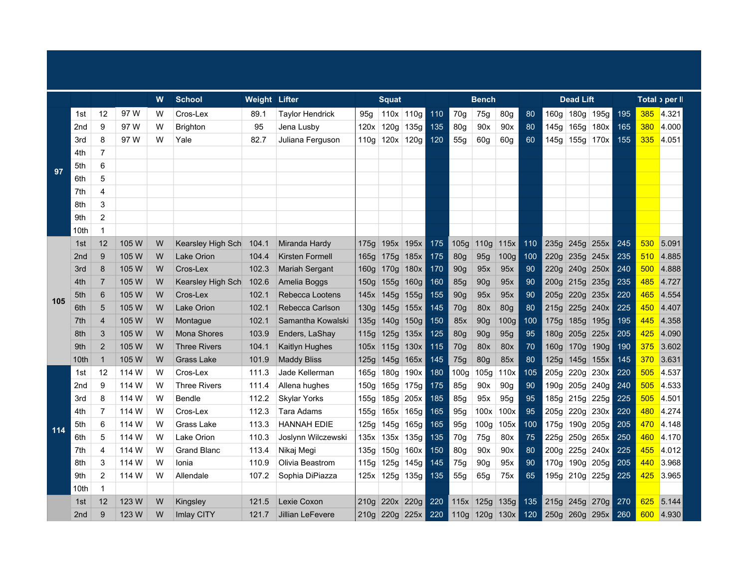| | | | | W | School | Weight | Lifter | Squat | | | | Bench | | | | Dead Lift | | | | Total | ɔ per ll |
|---|---|---|---|---|---|---|---|---|---|---|---|---|---|---|---|---|---|---|---|---|---|
| 97 | 1st | 12 | 97 W | W | Cros-Lex | 89.1 | Taylor Hendrick | 95g | 110x | 110g | 110 | 70g | 75g | 80g | 80 | 160g | 180g | 195g | 195 | 385 | 4.321 |
| | 2nd | 9 | 97 W | W | Brighton | 95 | Jena Lusby | 120x | 120g | 135g | 135 | 80g | 90x | 90x | 80 | 145g | 165g | 180x | 165 | 380 | 4.000 |
| | 3rd | 8 | 97 W | W | Yale | 82.7 | Juliana Ferguson | 110g | 120x | 120g | 120 | 55g | 60g | 60g | 60 | 145g | 155g | 170x | 155 | 335 | 4.051 |
| | 4th | 7 | | | | | | | | | | | | | | | | | | | |
| | 5th | 6 | | | | | | | | | | | | | | | | | | | |
| | 6th | 5 | | | | | | | | | | | | | | | | | | | |
| | 7th | 4 | | | | | | | | | | | | | | | | | | | |
| | 8th | 3 | | | | | | | | | | | | | | | | | | | |
| | 9th | 2 | | | | | | | | | | | | | | | | | | | |
| | 10th | 1 | | | | | | | | | | | | | | | | | | | |
| 105 | 1st | 12 | 105 W | W | Kearsley High Sch | 104.1 | Miranda Hardy | 175g | 195x | 195x | 175 | 105g | 110g | 115x | 110 | 235g | 245g | 255x | 245 | 530 | 5.091 |
| | 2nd | 9 | 105 W | W | Lake Orion | 104.4 | Kirsten Formell | 165g | 175g | 185x | 175 | 80g | 95g | 100g | 100 | 220g | 235g | 245x | 235 | 510 | 4.885 |
| | 3rd | 8 | 105 W | W | Cros-Lex | 102.3 | Mariah Sergant | 160g | 170g | 180x | 170 | 90g | 95x | 95x | 90 | 220g | 240g | 250x | 240 | 500 | 4.888 |
| | 4th | 7 | 105 W | W | Kearsley High Sch | 102.6 | Amelia Boggs | 150g | 155g | 160g | 160 | 85g | 90g | 95x | 90 | 200g | 215g | 235g | 235 | 485 | 4.727 |
| | 5th | 6 | 105 W | W | Cros-Lex | 102.1 | Rebecca Lootens | 145x | 145g | 155g | 155 | 90g | 95x | 95x | 90 | 205g | 220g | 235x | 220 | 465 | 4.554 |
| | 6th | 5 | 105 W | W | Lake Orion | 102.1 | Rebecca Carlson | 130g | 145g | 155x | 145 | 70g | 80x | 80g | 80 | 215g | 225g | 240x | 225 | 450 | 4.407 |
| | 7th | 4 | 105 W | W | Montague | 102.1 | Samantha Kowalski | 135g | 140g | 150g | 150 | 85x | 90g | 100g | 100 | 175g | 185g | 195g | 195 | 445 | 4.358 |
| | 8th | 3 | 105 W | W | Mona Shores | 103.9 | Enders, LaShay | 115g | 125g | 135x | 125 | 80g | 90g | 95g | 95 | 180g | 205g | 225x | 205 | 425 | 4.090 |
| | 9th | 2 | 105 W | W | Three Rivers | 104.1 | Kaitlyn Hughes | 105x | 115g | 130x | 115 | 70g | 80x | 80x | 70 | 160g | 170g | 190g | 190 | 375 | 3.602 |
| | 10th | 1 | 105 W | W | Grass Lake | 101.9 | Maddy Bliss | 125g | 145g | 165x | 145 | 75g | 80g | 85x | 80 | 125g | 145g | 155x | 145 | 370 | 3.631 |
| 114 | 1st | 12 | 114 W | W | Cros-Lex | 111.3 | Jade Kellerman | 165g | 180g | 190x | 180 | 100g | 105g | 110x | 105 | 205g | 220g | 230x | 220 | 505 | 4.537 |
| | 2nd | 9 | 114 W | W | Three Rivers | 111.4 | Allena hughes | 150g | 165g | 175g | 175 | 85g | 90x | 90g | 90 | 190g | 205g | 240g | 240 | 505 | 4.533 |
| | 3rd | 8 | 114 W | W | Bendle | 112.2 | Skylar Yorks | 155g | 185g | 205x | 185 | 85g | 95x | 95g | 95 | 185g | 215g | 225g | 225 | 505 | 4.501 |
| | 4th | 7 | 114 W | W | Cros-Lex | 112.3 | Tara Adams | 155g | 165x | 165g | 165 | 95g | 100x | 100x | 95 | 205g | 220g | 230x | 220 | 480 | 4.274 |
| | 5th | 6 | 114 W | W | Grass Lake | 113.3 | HANNAH EDIE | 125g | 145g | 165g | 165 | 95g | 100g | 105x | 100 | 175g | 190g | 205g | 205 | 470 | 4.148 |
| | 6th | 5 | 114 W | W | Lake Orion | 110.3 | Joslynn Wilczewski | 135x | 135x | 135g | 135 | 70g | 75g | 80x | 75 | 225g | 250g | 265x | 250 | 460 | 4.170 |
| | 7th | 4 | 114 W | W | Grand Blanc | 113.4 | Nikaj Megi | 135g | 150g | 160x | 150 | 80g | 90x | 90x | 80 | 200g | 225g | 240x | 225 | 455 | 4.012 |
| | 8th | 3 | 114 W | W | Ionia | 110.9 | Olivia Beastrom | 115g | 125g | 145g | 145 | 75g | 90g | 95x | 90 | 170g | 190g | 205g | 205 | 440 | 3.968 |
| | 9th | 2 | 114 W | W | Allendale | 107.2 | Sophia DiPiazza | 125x | 125g | 135g | 135 | 55g | 65g | 75x | 65 | 195g | 210g | 225g | 225 | 425 | 3.965 |
| | 10th | 1 | | | | | | | | | | | | | | | | | | | |
| | 1st | 12 | 123 W | W | Kingsley | 121.5 | Lexie Coxon | 210g | 220x | 220g | 220 | 115x | 125g | 135g | 135 | 215g | 245g | 270g | 270 | 625 | 5.144 |
| | 2nd | 9 | 123 W | W | Imlay CITY | 121.7 | Jillian LeFevere | 210g | 220g | 225x | 220 | 110g | 120g | 130x | 120 | 250g | 260g | 295x | 260 | 600 | 4.930 |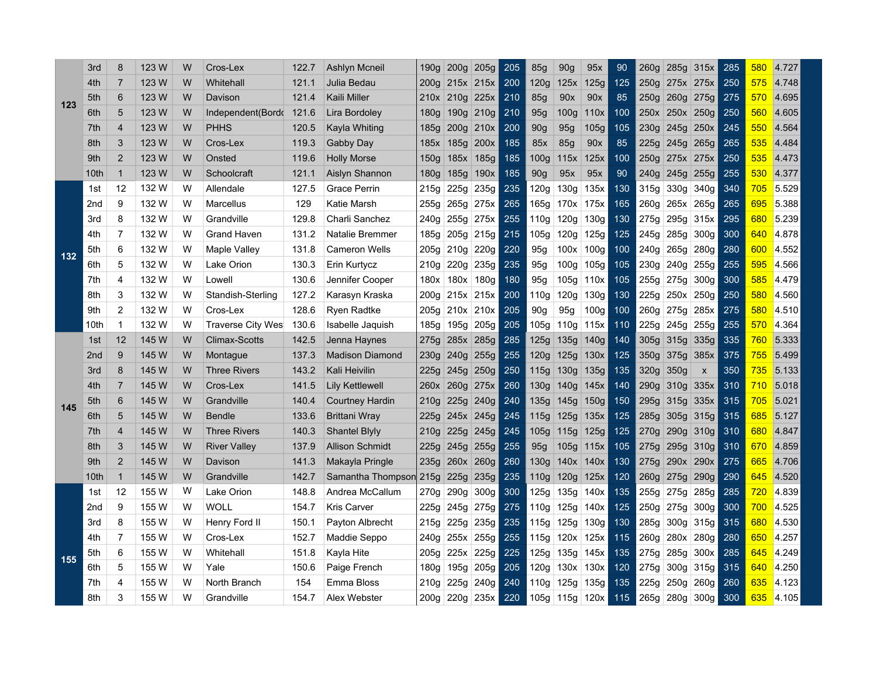| | | | | | | | | | | | | | | | | | | | | | | |
|---|---|---|---|---|---|---|---|---|---|---|---|---|---|---|---|---|---|---|---|---|---|---|
| 123 | 3rd | 8 | 123 W | W | Cros-Lex | 122.7 | Ashlyn Mcneil | 190g | 200g | 205g | 205 | 85g | 90g | 95x | 90 | 260g | 285g | 315x | 285 | 580 | 4.727 | |
| | 4th | 7 | 123 W | W | Whitehall | 121.1 | Julia Bedau | 200g | 215x | 215x | 200 | 120g | 125x | 125g | 125 | 250g | 275x | 275x | 250 | 575 | 4.748 | |
| | 5th | 6 | 123 W | W | Davison | 121.4 | Kaili Miller | 210x | 210g | 225x | 210 | 85g | 90x | 90x | 85 | 250g | 260g | 275g | 275 | 570 | 4.695 | |
| | 6th | 5 | 123 W | W | Independent(Bordo | 121.6 | Lira Bordoley | 180g | 190g | 210g | 210 | 95g | 100g | 110x | 100 | 250x | 250x | 250g | 250 | 560 | 4.605 | |
| | 7th | 4 | 123 W | W | PHHS | 120.5 | Kayla Whiting | 185g | 200g | 210x | 200 | 90g | 95g | 105g | 105 | 230g | 245g | 250x | 245 | 550 | 4.564 | |
| | 8th | 3 | 123 W | W | Cros-Lex | 119.3 | Gabby Day | 185x | 185g | 200x | 185 | 85x | 85g | 90x | 85 | 225g | 245g | 265g | 265 | 535 | 4.484 | |
| | 9th | 2 | 123 W | W | Onsted | 119.6 | Holly Morse | 150g | 185x | 185g | 185 | 100g | 115x | 125x | 100 | 250g | 275x | 275x | 250 | 535 | 4.473 | |
| | 10th | 1 | 123 W | W | Schoolcraft | 121.1 | Aislyn Shannon | 180g | 185g | 190x | 185 | 90g | 95x | 95x | 90 | 240g | 245g | 255g | 255 | 530 | 4.377 | |
| 132 | 1st | 12 | 132 W | W | Allendale | 127.5 | Grace Perrin | 215g | 225g | 235g | 235 | 120g | 130g | 135x | 130 | 315g | 330g | 340g | 340 | 705 | 5.529 | |
| | 2nd | 9 | 132 W | W | Marcellus | 129 | Katie Marsh | 255g | 265g | 275x | 265 | 165g | 170x | 175x | 165 | 260g | 265x | 265g | 265 | 695 | 5.388 | |
| | 3rd | 8 | 132 W | W | Grandville | 129.8 | Charli Sanchez | 240g | 255g | 275x | 255 | 110g | 120g | 130g | 130 | 275g | 295g | 315x | 295 | 680 | 5.239 | |
| | 4th | 7 | 132 W | W | Grand Haven | 131.2 | Natalie Bremmer | 185g | 205g | 215g | 215 | 105g | 120g | 125g | 125 | 245g | 285g | 300g | 300 | 640 | 4.878 | |
| | 5th | 6 | 132 W | W | Maple Valley | 131.8 | Cameron Wells | 205g | 210g | 220g | 220 | 95g | 100x | 100g | 100 | 240g | 265g | 280g | 280 | 600 | 4.552 | |
| | 6th | 5 | 132 W | W | Lake Orion | 130.3 | Erin Kurtycz | 210g | 220g | 235g | 235 | 95g | 100g | 105g | 105 | 230g | 240g | 255g | 255 | 595 | 4.566 | |
| | 7th | 4 | 132 W | W | Lowell | 130.6 | Jennifer Cooper | 180x | 180x | 180g | 180 | 95g | 105g | 110x | 105 | 255g | 275g | 300g | 300 | 585 | 4.479 | |
| | 8th | 3 | 132 W | W | Standish-Sterling | 127.2 | Karasyn Kraska | 200g | 215x | 215x | 200 | 110g | 120g | 130g | 130 | 225g | 250x | 250g | 250 | 580 | 4.560 | |
| | 9th | 2 | 132 W | W | Cros-Lex | 128.6 | Ryen Radtke | 205g | 210x | 210x | 205 | 90g | 95g | 100g | 100 | 260g | 275g | 285x | 275 | 580 | 4.510 | |
| | 10th | 1 | 132 W | W | Traverse City Wes | 130.6 | Isabelle Jaquish | 185g | 195g | 205g | 205 | 105g | 110g | 115x | 110 | 225g | 245g | 255g | 255 | 570 | 4.364 | |
| 145 | 1st | 12 | 145 W | W | Climax-Scotts | 142.5 | Jenna Haynes | 275g | 285x | 285g | 285 | 125g | 135g | 140g | 140 | 305g | 315g | 335g | 335 | 760 | 5.333 | |
| | 2nd | 9 | 145 W | W | Montague | 137.3 | Madison Diamond | 230g | 240g | 255g | 255 | 120g | 125g | 130x | 125 | 350g | 375g | 385x | 375 | 755 | 5.499 | |
| | 3rd | 8 | 145 W | W | Three Rivers | 143.2 | Kali Heivilin | 225g | 245g | 250g | 250 | 115g | 130g | 135g | 135 | 320g | 350g | x | 350 | 735 | 5.133 | |
| | 4th | 7 | 145 W | W | Cros-Lex | 141.5 | Lily Kettlewell | 260x | 260g | 275x | 260 | 130g | 140g | 145x | 140 | 290g | 310g | 335x | 310 | 710 | 5.018 | |
| | 5th | 6 | 145 W | W | Grandville | 140.4 | Courtney Hardin | 210g | 225g | 240g | 240 | 135g | 145g | 150g | 150 | 295g | 315g | 335x | 315 | 705 | 5.021 | |
| | 6th | 5 | 145 W | W | Bendle | 133.6 | Brittani Wray | 225g | 245x | 245g | 245 | 115g | 125g | 135x | 125 | 285g | 305g | 315g | 315 | 685 | 5.127 | |
| | 7th | 4 | 145 W | W | Three Rivers | 140.3 | Shantel Blyly | 210g | 225g | 245g | 245 | 105g | 115g | 125g | 125 | 270g | 290g | 310g | 310 | 680 | 4.847 | |
| | 8th | 3 | 145 W | W | River Valley | 137.9 | Allison Schmidt | 225g | 245g | 255g | 255 | 95g | 105g | 115x | 105 | 275g | 295g | 310g | 310 | 670 | 4.859 | |
| | 9th | 2 | 145 W | W | Davison | 141.3 | Makayla Pringle | 235g | 260x | 260g | 260 | 130g | 140x | 140x | 130 | 275g | 290x | 290x | 275 | 665 | 4.706 | |
| | 10th | 1 | 145 W | W | Grandville | 142.7 | Samantha Thompson | 215g | 225g | 235g | 235 | 110g | 120g | 125x | 120 | 260g | 275g | 290g | 290 | 645 | 4.520 | |
| 155 | 1st | 12 | 155 W | W | Lake Orion | 148.8 | Andrea McCallum | 270g | 290g | 300g | 300 | 125g | 135g | 140x | 135 | 255g | 275g | 285g | 285 | 720 | 4.839 | |
| | 2nd | 9 | 155 W | W | WOLL | 154.7 | Kris Carver | 225g | 245g | 275g | 275 | 110g | 125g | 140x | 125 | 250g | 275g | 300g | 300 | 700 | 4.525 | |
| | 3rd | 8 | 155 W | W | Henry Ford II | 150.1 | Payton Albrecht | 215g | 225g | 235g | 235 | 115g | 125g | 130g | 130 | 285g | 300g | 315g | 315 | 680 | 4.530 | |
| | 4th | 7 | 155 W | W | Cros-Lex | 152.7 | Maddie Seppo | 240g | 255x | 255g | 255 | 115g | 120x | 125x | 115 | 260g | 280x | 280g | 280 | 650 | 4.257 | |
| | 5th | 6 | 155 W | W | Whitehall | 151.8 | Kayla Hite | 205g | 225x | 225g | 225 | 125g | 135g | 145x | 135 | 275g | 285g | 300x | 285 | 645 | 4.249 | |
| | 6th | 5 | 155 W | W | Yale | 150.6 | Paige French | 180g | 195g | 205g | 205 | 120g | 130x | 130x | 120 | 275g | 300g | 315g | 315 | 640 | 4.250 | |
| | 7th | 4 | 155 W | W | North Branch | 154 | Emma Bloss | 210g | 225g | 240g | 240 | 110g | 125g | 135g | 135 | 225g | 250g | 260g | 260 | 635 | 4.123 | |
| | 8th | 3 | 155 W | W | Grandville | 154.7 | Alex Webster | 200g | 220g | 235x | 220 | 105g | 115g | 120x | 115 | 265g | 280g | 300g | 300 | 635 | 4.105 | |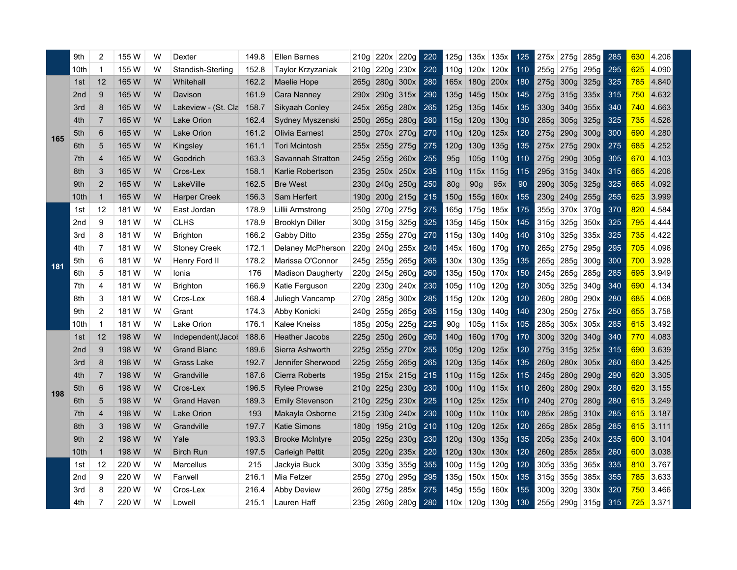| | | | | | | | | | | | | | | | | | | | | | | |
|---|---|---|---|---|---|---|---|---|---|---|---|---|---|---|---|---|---|---|---|---|---|---|
| | 9th | 2 | 155 W | W | Dexter | 149.8 | Ellen Barnes | 210g | 220x | 220g | 220 | 125g | 135x | 135x | 125 | 275x | 275g | 285g | 285 | 630 | 4.206 | |
| | 10th | 1 | 155 W | W | Standish-Sterling | 152.8 | Taylor Krzyzaniak | 210g | 220g | 230x | 220 | 110g | 120x | 120x | 110 | 255g | 275g | 295g | 295 | 625 | 4.090 | |
| 165 | 1st | 12 | 165 W | W | Whitehall | 162.2 | Maelie Hope | 265g | 280g | 300x | 280 | 165x | 180g | 200x | 180 | 275g | 300g | 325g | 325 | 785 | 4.840 | |
| | 2nd | 9 | 165 W | W | Davison | 161.9 | Cara Nanney | 290x | 290g | 315x | 290 | 135g | 145g | 150x | 145 | 275g | 315g | 335x | 315 | 750 | 4.632 | |
| | 3rd | 8 | 165 W | W | Lakeview - (St. Cla | 158.7 | Sikyaah Conley | 245x | 265g | 280x | 265 | 125g | 135g | 145x | 135 | 330g | 340g | 355x | 340 | 740 | 4.663 | |
| | 4th | 7 | 165 W | W | Lake Orion | 162.4 | Sydney Myszenski | 250g | 265g | 280g | 280 | 115g | 120g | 130g | 130 | 285g | 305g | 325g | 325 | 735 | 4.526 | |
| | 5th | 6 | 165 W | W | Lake Orion | 161.2 | Olivia Earnest | 250g | 270x | 270g | 270 | 110g | 120g | 125x | 120 | 275g | 290g | 300g | 300 | 690 | 4.280 | |
| | 6th | 5 | 165 W | W | Kingsley | 161.1 | Tori Mcintosh | 255x | 255g | 275g | 275 | 120g | 130g | 135g | 135 | 275x | 275g | 290x | 275 | 685 | 4.252 | |
| | 7th | 4 | 165 W | W | Goodrich | 163.3 | Savannah Stratton | 245g | 255g | 260x | 255 | 95g | 105g | 110g | 110 | 275g | 290g | 305g | 305 | 670 | 4.103 | |
| | 8th | 3 | 165 W | W | Cros-Lex | 158.1 | Karlie Robertson | 235g | 250x | 250x | 235 | 110g | 115x | 115g | 115 | 295g | 315g | 340x | 315 | 665 | 4.206 | |
| | 9th | 2 | 165 W | W | LakeVille | 162.5 | Bre West | 230g | 240g | 250g | 250 | 80g | 90g | 95x | 90 | 290g | 305g | 325g | 325 | 665 | 4.092 | |
| | 10th | 1 | 165 W | W | Harper Creek | 156.3 | Sam Herfert | 190g | 200g | 215g | 215 | 150g | 155g | 160x | 155 | 230g | 240g | 255g | 255 | 625 | 3.999 | |
| 181 | 1st | 12 | 181 W | W | East Jordan | 178.9 | Lillii Armstrong | 250g | 270g | 275g | 275 | 165g | 175g | 185x | 175 | 355g | 370x | 370g | 370 | 820 | 4.584 | |
| | 2nd | 9 | 181 W | W | CLHS | 178.9 | Brooklyn Diller | 300g | 315g | 325g | 325 | 135g | 145g | 150x | 145 | 315g | 325g | 350x | 325 | 795 | 4.444 | |
| | 3rd | 8 | 181 W | W | Brighton | 166.2 | Gabby Ditto | 235g | 255g | 270g | 270 | 115g | 130g | 140g | 140 | 310g | 325g | 335x | 325 | 735 | 4.422 | |
| | 4th | 7 | 181 W | W | Stoney Creek | 172.1 | Delaney McPherson | 220g | 240g | 255x | 240 | 145x | 160g | 170g | 170 | 265g | 275g | 295g | 295 | 705 | 4.096 | |
| | 5th | 6 | 181 W | W | Henry Ford II | 178.2 | Marissa O'Connor | 245g | 255g | 265g | 265 | 130x | 130g | 135g | 135 | 265g | 285g | 300g | 300 | 700 | 3.928 | |
| | 6th | 5 | 181 W | W | Ionia | 176 | Madison Daugherty | 220g | 245g | 260g | 260 | 135g | 150g | 170x | 150 | 245g | 265g | 285g | 285 | 695 | 3.949 | |
| | 7th | 4 | 181 W | W | Brighton | 166.9 | Katie Ferguson | 220g | 230g | 240x | 230 | 105g | 110g | 120g | 120 | 305g | 325g | 340g | 340 | 690 | 4.134 | |
| | 8th | 3 | 181 W | W | Cros-Lex | 168.4 | Juliegh Vancamp | 270g | 285g | 300x | 285 | 115g | 120x | 120g | 120 | 260g | 280g | 290x | 280 | 685 | 4.068 | |
| | 9th | 2 | 181 W | W | Grant | 174.3 | Abby Konicki | 240g | 255g | 265g | 265 | 115g | 130g | 140g | 140 | 230g | 250g | 275x | 250 | 655 | 3.758 | |
| | 10th | 1 | 181 W | W | Lake Orion | 176.1 | Kalee Kneiss | 185g | 205g | 225g | 225 | 90g | 105g | 115x | 105 | 285g | 305x | 305x | 285 | 615 | 3.492 | |
| 198 | 1st | 12 | 198 W | W | Independent(Jacob | 188.6 | Heather Jacobs | 225g | 250g | 260g | 260 | 140g | 160g | 170g | 170 | 300g | 320g | 340g | 340 | 770 | 4.083 | |
| | 2nd | 9 | 198 W | W | Grand Blanc | 189.6 | Sierra Ashworth | 225g | 255g | 270x | 255 | 105g | 120g | 125x | 120 | 275g | 315g | 325x | 315 | 690 | 3.639 | |
| | 3rd | 8 | 198 W | W | Grass Lake | 192.7 | Jennifer Sherwood | 225g | 255g | 265g | 265 | 120g | 135g | 145x | 135 | 260g | 280x | 305x | 260 | 660 | 3.425 | |
| | 4th | 7 | 198 W | W | Grandville | 187.6 | Cierra Roberts | 195g | 215x | 215g | 215 | 110g | 115g | 125x | 115 | 245g | 280g | 290g | 290 | 620 | 3.305 | |
| | 5th | 6 | 198 W | W | Cros-Lex | 196.5 | Rylee Prowse | 210g | 225g | 230g | 230 | 100g | 110g | 115x | 110 | 260g | 280g | 290x | 280 | 620 | 3.155 | |
| | 6th | 5 | 198 W | W | Grand Haven | 189.3 | Emily Stevenson | 210g | 225g | 230x | 225 | 110g | 125x | 125x | 110 | 240g | 270g | 280g | 280 | 615 | 3.249 | |
| | 7th | 4 | 198 W | W | Lake Orion | 193 | Makayla Osborne | 215g | 230g | 240x | 230 | 100g | 110x | 110x | 100 | 285x | 285g | 310x | 285 | 615 | 3.187 | |
| | 8th | 3 | 198 W | W | Grandville | 197.7 | Katie Simons | 180g | 195g | 210g | 210 | 110g | 120g | 125x | 120 | 265g | 285x | 285g | 285 | 615 | 3.111 | |
| | 9th | 2 | 198 W | W | Yale | 193.3 | Brooke McIntyre | 205g | 225g | 230g | 230 | 120g | 130g | 135g | 135 | 205g | 235g | 240x | 235 | 600 | 3.104 | |
| | 10th | 1 | 198 W | W | Birch Run | 197.5 | Carleigh Pettit | 205g | 220g | 235x | 220 | 120g | 130x | 130x | 120 | 260g | 285x | 285x | 260 | 600 | 3.038 | |
| | 1st | 12 | 220 W | W | Marcellus | 215 | Jackyia Buck | 300g | 335g | 355g | 355 | 100g | 115g | 120g | 120 | 305g | 335g | 365x | 335 | 810 | 3.767 | |
| | 2nd | 9 | 220 W | W | Farwell | 216.1 | Mia Fetzer | 255g | 270g | 295g | 295 | 135g | 150x | 150x | 135 | 315g | 355g | 385x | 355 | 785 | 3.633 | |
| | 3rd | 8 | 220 W | W | Cros-Lex | 216.4 | Abby Deview | 260g | 275g | 285x | 275 | 145g | 155g | 160x | 155 | 300g | 320g | 330x | 320 | 750 | 3.466 | |
| | 4th | 7 | 220 W | W | Lowell | 215.1 | Lauren Haff | 235g | 260g | 280g | 280 | 110x | 120g | 130g | 130 | 255g | 290g | 315g | 315 | 725 | 3.371 | |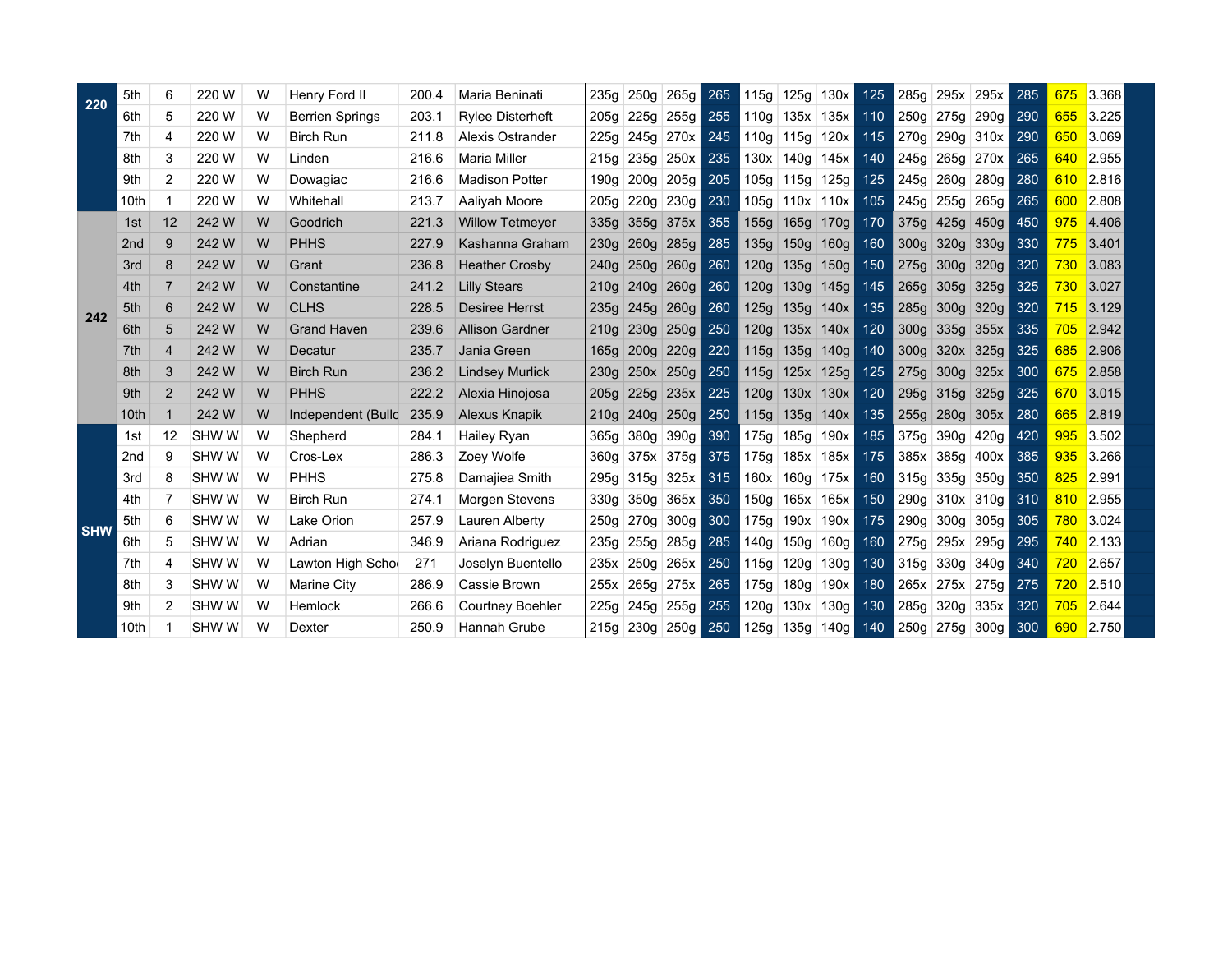| | | | | | | | | | | | | | | | | | | | | | | |
|---|---|---|---|---|---|---|---|---|---|---|---|---|---|---|---|---|---|---|---|---|---|---|
| 220 | 5th | 6 | 220 W | W | Henry Ford II | 200.4 | Maria Beninati | 235g | 250g | 265g | 265 | 115g | 125g | 130x | 125 | 285g | 295x | 295x | 285 | 675 | 3.368 | |
| | 6th | 5 | 220 W | W | Berrien Springs | 203.1 | Rylee Disterheft | 205g | 225g | 255g | 255 | 110g | 135x | 135x | 110 | 250g | 275g | 290g | 290 | 655 | 3.225 | |
| | 7th | 4 | 220 W | W | Birch Run | 211.8 | Alexis Ostrander | 225g | 245g | 270x | 245 | 110g | 115g | 120x | 115 | 270g | 290g | 310x | 290 | 650 | 3.069 | |
| | 8th | 3 | 220 W | W | Linden | 216.6 | Maria Miller | 215g | 235g | 250x | 235 | 130x | 140g | 145x | 140 | 245g | 265g | 270x | 265 | 640 | 2.955 | |
| | 9th | 2 | 220 W | W | Dowagiac | 216.6 | Madison Potter | 190g | 200g | 205g | 205 | 105g | 115g | 125g | 125 | 245g | 260g | 280g | 280 | 610 | 2.816 | |
| | 10th | 1 | 220 W | W | Whitehall | 213.7 | Aaliyah Moore | 205g | 220g | 230g | 230 | 105g | 110x | 110x | 105 | 245g | 255g | 265g | 265 | 600 | 2.808 | |
| 242 | 1st | 12 | 242 W | W | Goodrich | 221.3 | Willow Tetmeyer | 335g | 355g | 375x | 355 | 155g | 165g | 170g | 170 | 375g | 425g | 450g | 450 | 975 | 4.406 | |
| | 2nd | 9 | 242 W | W | PHHS | 227.9 | Kashanna Graham | 230g | 260g | 285g | 285 | 135g | 150g | 160g | 160 | 300g | 320g | 330g | 330 | 775 | 3.401 | |
| | 3rd | 8 | 242 W | W | Grant | 236.8 | Heather Crosby | 240g | 250g | 260g | 260 | 120g | 135g | 150g | 150 | 275g | 300g | 320g | 320 | 730 | 3.083 | |
| | 4th | 7 | 242 W | W | Constantine | 241.2 | Lilly Stears | 210g | 240g | 260g | 260 | 120g | 130g | 145g | 145 | 265g | 305g | 325g | 325 | 730 | 3.027 | |
| | 5th | 6 | 242 W | W | CLHS | 228.5 | Desiree Herrst | 235g | 245g | 260g | 260 | 125g | 135g | 140x | 135 | 285g | 300g | 320g | 320 | 715 | 3.129 | |
| | 6th | 5 | 242 W | W | Grand Haven | 239.6 | Allison Gardner | 210g | 230g | 250g | 250 | 120g | 135x | 140x | 120 | 300g | 335g | 355x | 335 | 705 | 2.942 | |
| | 7th | 4 | 242 W | W | Decatur | 235.7 | Jania Green | 165g | 200g | 220g | 220 | 115g | 135g | 140g | 140 | 300g | 320x | 325g | 325 | 685 | 2.906 | |
| | 8th | 3 | 242 W | W | Birch Run | 236.2 | Lindsey Murlick | 230g | 250x | 250g | 250 | 115g | 125x | 125g | 125 | 275g | 300g | 325x | 300 | 675 | 2.858 | |
| | 9th | 2 | 242 W | W | PHHS | 222.2 | Alexia Hinojosa | 205g | 225g | 235x | 225 | 120g | 130x | 130x | 120 | 295g | 315g | 325g | 325 | 670 | 3.015 | |
| | 10th | 1 | 242 W | W | Independent (Bullc | 235.9 | Alexus Knapik | 210g | 240g | 250g | 250 | 115g | 135g | 140x | 135 | 255g | 280g | 305x | 280 | 665 | 2.819 | |
| SHW | 1st | 12 | SHW W | W | Shepherd | 284.1 | Hailey Ryan | 365g | 380g | 390g | 390 | 175g | 185g | 190x | 185 | 375g | 390g | 420g | 420 | 995 | 3.502 | |
| | 2nd | 9 | SHW W | W | Cros-Lex | 286.3 | Zoey Wolfe | 360g | 375x | 375g | 375 | 175g | 185x | 185x | 175 | 385x | 385g | 400x | 385 | 935 | 3.266 | |
| | 3rd | 8 | SHW W | W | PHHS | 275.8 | Damajiea Smith | 295g | 315g | 325x | 315 | 160x | 160g | 175x | 160 | 315g | 335g | 350g | 350 | 825 | 2.991 | |
| | 4th | 7 | SHW W | W | Birch Run | 274.1 | Morgen Stevens | 330g | 350g | 365x | 350 | 150g | 165x | 165x | 150 | 290g | 310x | 310g | 310 | 810 | 2.955 | |
| | 5th | 6 | SHW W | W | Lake Orion | 257.9 | Lauren Alberty | 250g | 270g | 300g | 300 | 175g | 190x | 190x | 175 | 290g | 300g | 305g | 305 | 780 | 3.024 | |
| | 6th | 5 | SHW W | W | Adrian | 346.9 | Ariana Rodriguez | 235g | 255g | 285g | 285 | 140g | 150g | 160g | 160 | 275g | 295x | 295g | 295 | 740 | 2.133 | |
| | 7th | 4 | SHW W | W | Lawton High Schoo | 271 | Joselyn Buentello | 235x | 250g | 265x | 250 | 115g | 120g | 130g | 130 | 315g | 330g | 340g | 340 | 720 | 2.657 | |
| | 8th | 3 | SHW W | W | Marine City | 286.9 | Cassie Brown | 255x | 265g | 275x | 265 | 175g | 180g | 190x | 180 | 265x | 275x | 275g | 275 | 720 | 2.510 | |
| | 9th | 2 | SHW W | W | Hemlock | 266.6 | Courtney Boehler | 225g | 245g | 255g | 255 | 120g | 130x | 130g | 130 | 285g | 320g | 335x | 320 | 705 | 2.644 | |
| | 10th | 1 | SHW W | W | Dexter | 250.9 | Hannah Grube | 215g | 230g | 250g | 250 | 125g | 135g | 140g | 140 | 250g | 275g | 300g | 300 | 690 | 2.750 | |